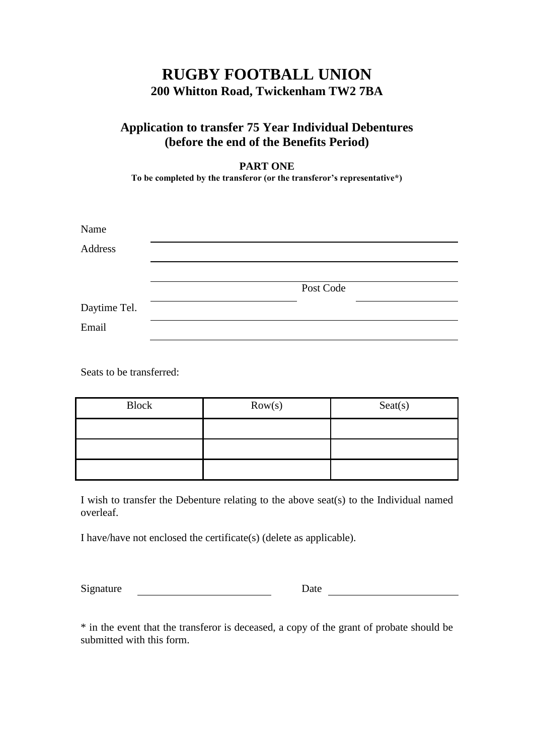# RUGBY FOOTBALL UNION

**200 Whitton Road, Twickenham TW2 7BA**

## Application to transfer 75 Year Individual Debentures (before the end of the Benefits Period)

**PART ONE**

**To be completed by the transferor (or the transferor's representative*)**

Name ______________________________

Address ______________________________

______________________________

______________________________ Post Code ______________

Daytime Tel. ______________________________

Email ______________________________

Seats to be transferred:

| Block | Row(s) | Seat(s) |
| --- | --- | --- |
| | | |
| | | |
| | | |

I wish to transfer the Debenture relating to the above seat(s) to the Individual named overleaf.

I have/have not enclosed the certificate(s) (delete as applicable).

Signature ______________________ Date ______________________

* in the event that the transferor is deceased, a copy of the grant of probate should be submitted with this form.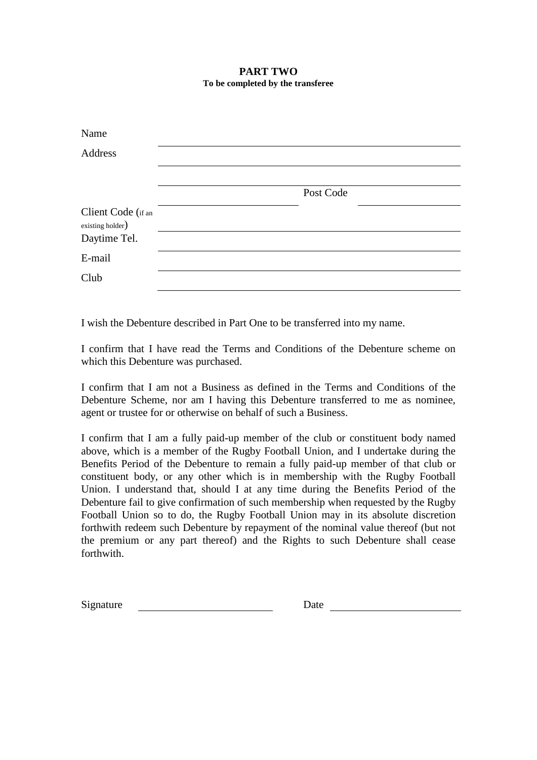**PART TWO**
**To be completed by the transferee**

Name \_\_\_\_\_\_\_\_\_\_\_\_\_\_\_\_\_\_\_\_\_\_\_\_\_\_\_\_\_\_\_\_\_\_\_\_\_\_\_\_

Address \_\_\_\_\_\_\_\_\_\_\_\_\_\_\_\_\_\_\_\_\_\_\_\_\_\_\_\_\_\_\_\_\_\_\_\_\_\_\_\_

\_\_\_\_\_\_\_\_\_\_\_\_\_\_\_\_\_\_\_\_\_\_\_\_\_\_\_\_\_\_\_\_\_\_\_\_\_\_\_\_

\_\_\_\_\_\_\_\_\_\_\_\_\_\_\_\_\_\_\_\_ Post Code \_\_\_\_\_\_\_\_\_\_\_\_\_\_\_\_

Client Code (if an existing holder) \_\_\_\_\_\_\_\_\_\_\_\_\_\_\_\_\_\_\_\_\_\_\_\_\_\_\_\_\_\_\_\_\_\_\_\_\_\_\_\_

Daytime Tel. \_\_\_\_\_\_\_\_\_\_\_\_\_\_\_\_\_\_\_\_\_\_\_\_\_\_\_\_\_\_\_\_\_\_\_\_\_\_\_\_

E-mail \_\_\_\_\_\_\_\_\_\_\_\_\_\_\_\_\_\_\_\_\_\_\_\_\_\_\_\_\_\_\_\_\_\_\_\_\_\_\_\_

Club \_\_\_\_\_\_\_\_\_\_\_\_\_\_\_\_\_\_\_\_\_\_\_\_\_\_\_\_\_\_\_\_\_\_\_\_\_\_\_\_

I wish the Debenture described in Part One to be transferred into my name.

I confirm that I have read the Terms and Conditions of the Debenture scheme on which this Debenture was purchased.

I confirm that I am not a Business as defined in the Terms and Conditions of the Debenture Scheme, nor am I having this Debenture transferred to me as nominee, agent or trustee for or otherwise on behalf of such a Business.

I confirm that I am a fully paid-up member of the club or constituent body named above, which is a member of the Rugby Football Union, and I undertake during the Benefits Period of the Debenture to remain a fully paid-up member of that club or constituent body, or any other which is in membership with the Rugby Football Union. I understand that, should I at any time during the Benefits Period of the Debenture fail to give confirmation of such membership when requested by the Rugby Football Union so to do, the Rugby Football Union may in its absolute discretion forthwith redeem such Debenture by repayment of the nominal value thereof (but not the premium or any part thereof) and the Rights to such Debenture shall cease forthwith.

Signature \_\_\_\_\_\_\_\_\_\_\_\_\_\_\_\_\_\_\_\_\_\_\_\_ Date \_\_\_\_\_\_\_\_\_\_\_\_\_\_\_\_\_\_\_\_\_\_\_\_